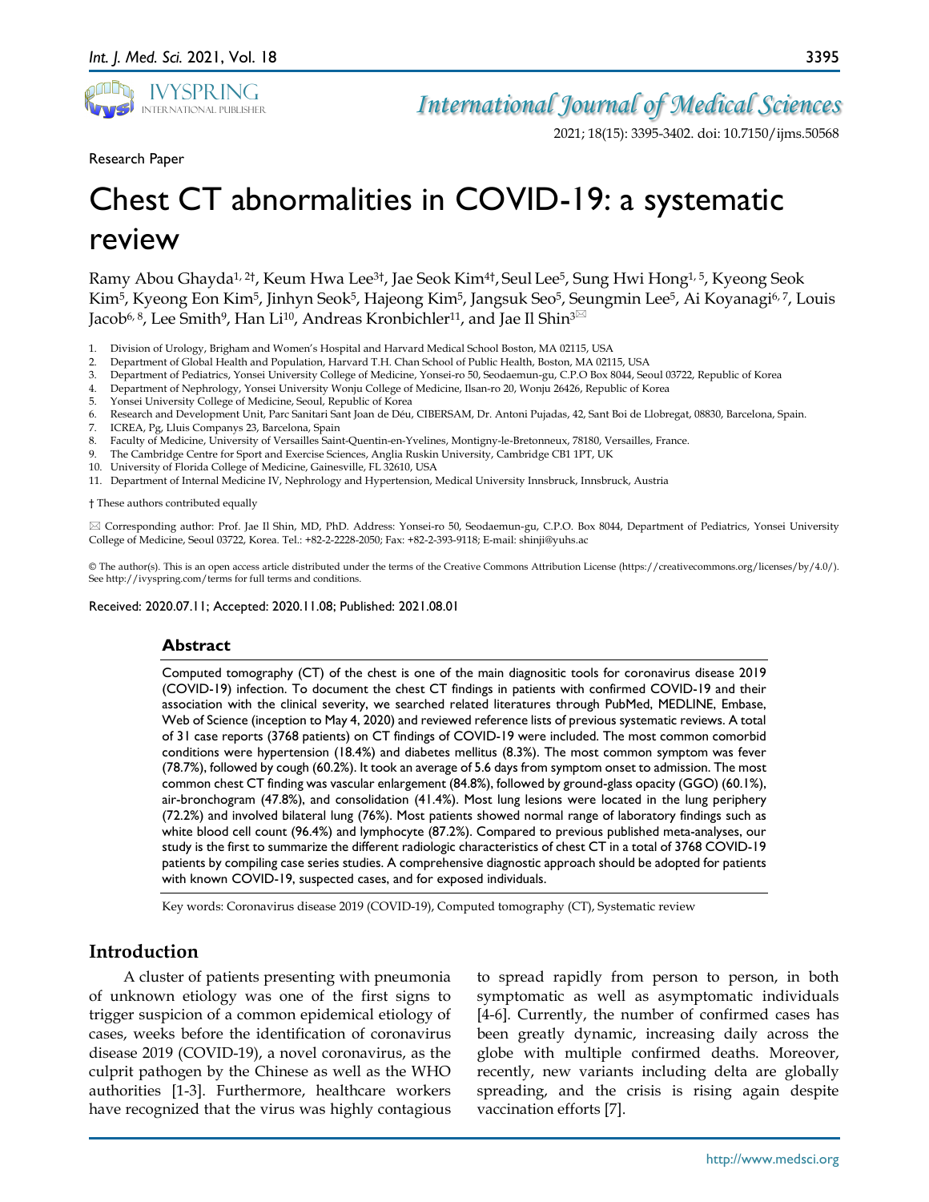Research Paper

# Chest CT abnormalities in COVID-19: a systematic review

Ramy Abou Ghayda[1, 2†], Keum Hwa Lee[3†], Jae Seok Kim[4†], Seul Lee[5], Sung Hwi Hong[1, 5], Kyeong Seok Kim[5], Kyeong Eon Kim[5], Jinhyn Seok[5], Hajeong Kim[5], Jangsuk Seo[5], Seungmin Lee[5], Ai Koyanagi[6, 7], Louis Jacob[6, 8], Lee Smith[9], Han Li[10], Andreas Kronbichler[11], and Jae Il Shin[3]✉

1. Division of Urology, Brigham and Women's Hospital and Harvard Medical School Boston, MA 02115, USA
2. Department of Global Health and Population, Harvard T.H. Chan School of Public Health, Boston, MA 02115, USA
3. Department of Pediatrics, Yonsei University College of Medicine, Yonsei-ro 50, Seodaemun-gu, C.P.O Box 8044, Seoul 03722, Republic of Korea
4. Department of Nephrology, Yonsei University Wonju College of Medicine, Ilsan-ro 20, Wonju 26426, Republic of Korea
5. Yonsei University College of Medicine, Seoul, Republic of Korea
6. Research and Development Unit, Parc Sanitari Sant Joan de Déu, CIBERSAM, Dr. Antoni Pujadas, 42, Sant Boi de Llobregat, 08830, Barcelona, Spain.
7. ICREA, Pg, Lluis Companys 23, Barcelona, Spain
8. Faculty of Medicine, University of Versailles Saint-Quentin-en-Yvelines, Montigny-le-Bretonneux, 78180, Versailles, France.
9. The Cambridge Centre for Sport and Exercise Sciences, Anglia Ruskin University, Cambridge CB1 1PT, UK
10. University of Florida College of Medicine, Gainesville, FL 32610, USA
11. Department of Internal Medicine IV, Nephrology and Hypertension, Medical University Innsbruck, Innsbruck, Austria

† These authors contributed equally

✉ Corresponding author: Prof. Jae Il Shin, MD, PhD. Address: Yonsei-ro 50, Seodaemun-gu, C.P.O. Box 8044, Department of Pediatrics, Yonsei University College of Medicine, Seoul 03722, Korea. Tel.: +82-2-2228-2050; Fax: +82-2-393-9118; E-mail: shinji@yuhs.ac

© The author(s). This is an open access article distributed under the terms of the Creative Commons Attribution License (https://creativecommons.org/licenses/by/4.0/). See http://ivyspring.com/terms for full terms and conditions.

Received: 2020.07.11; Accepted: 2020.11.08; Published: 2021.08.01

## Abstract

Computed tomography (CT) of the chest is one of the main diagnositic tools for coronavirus disease 2019 (COVID-19) infection. To document the chest CT findings in patients with confirmed COVID-19 and their association with the clinical severity, we searched related literatures through PubMed, MEDLINE, Embase, Web of Science (inception to May 4, 2020) and reviewed reference lists of previous systematic reviews. A total of 31 case reports (3768 patients) on CT findings of COVID-19 were included. The most common comorbid conditions were hypertension (18.4%) and diabetes mellitus (8.3%). The most common symptom was fever (78.7%), followed by cough (60.2%). It took an average of 5.6 days from symptom onset to admission. The most common chest CT finding was vascular enlargement (84.8%), followed by ground-glass opacity (GGO) (60.1%), air-bronchogram (47.8%), and consolidation (41.4%). Most lung lesions were located in the lung periphery (72.2%) and involved bilateral lung (76%). Most patients showed normal range of laboratory findings such as white blood cell count (96.4%) and lymphocyte (87.2%). Compared to previous published meta-analyses, our study is the first to summarize the different radiologic characteristics of chest CT in a total of 3768 COVID-19 patients by compiling case series studies. A comprehensive diagnostic approach should be adopted for patients with known COVID-19, suspected cases, and for exposed individuals.

Key words: Coronavirus disease 2019 (COVID-19), Computed tomography (CT), Systematic review

## Introduction

A cluster of patients presenting with pneumonia of unknown etiology was one of the first signs to trigger suspicion of a common epidemical etiology of cases, weeks before the identification of coronavirus disease 2019 (COVID-19), a novel coronavirus, as the culprit pathogen by the Chinese as well as the WHO authorities [1-3]. Furthermore, healthcare workers have recognized that the virus was highly contagious to spread rapidly from person to person, in both symptomatic as well as asymptomatic individuals [4-6]. Currently, the number of confirmed cases has been greatly dynamic, increasing daily across the globe with multiple confirmed deaths. Moreover, recently, new variants including delta are globally spreading, and the crisis is rising again despite vaccination efforts [7].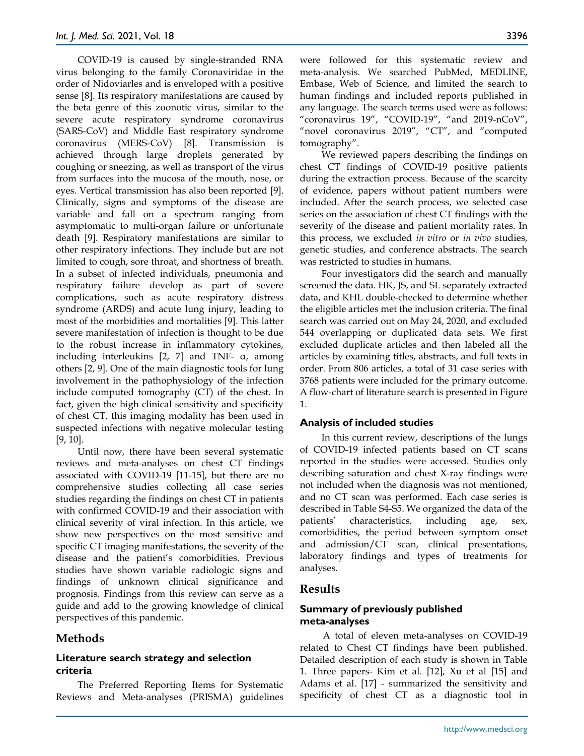COVID-19 is caused by single-stranded RNA virus belonging to the family Coronaviridae in the order of Nidoviarles and is enveloped with a positive sense [8]. Its respiratory manifestations are caused by the beta genre of this zoonotic virus, similar to the severe acute respiratory syndrome coronavirus (SARS-CoV) and Middle East respiratory syndrome coronavirus (MERS-CoV) [8]. Transmission is achieved through large droplets generated by coughing or sneezing, as well as transport of the virus from surfaces into the mucosa of the mouth, nose, or eyes. Vertical transmission has also been reported [9]. Clinically, signs and symptoms of the disease are variable and fall on a spectrum ranging from asymptomatic to multi-organ failure or unfortunate death [9]. Respiratory manifestations are similar to other respiratory infections. They include but are not limited to cough, sore throat, and shortness of breath. In a subset of infected individuals, pneumonia and respiratory failure develop as part of severe complications, such as acute respiratory distress syndrome (ARDS) and acute lung injury, leading to most of the morbidities and mortalities [9]. This latter severe manifestation of infection is thought to be due to the robust increase in inflammatory cytokines, including interleukins [2, 7] and TNF- α, among others [2, 9]. One of the main diagnostic tools for lung involvement in the pathophysiology of the infection include computed tomography (CT) of the chest. In fact, given the high clinical sensitivity and specificity of chest CT, this imaging modality has been used in suspected infections with negative molecular testing [9, 10].

Until now, there have been several systematic reviews and meta-analyses on chest CT findings associated with COVID-19 [11-15], but there are no comprehensive studies collecting all case series studies regarding the findings on chest CT in patients with confirmed COVID-19 and their association with clinical severity of viral infection. In this article, we show new perspectives on the most sensitive and specific CT imaging manifestations, the severity of the disease and the patient's comorbidities. Previous studies have shown variable radiologic signs and findings of unknown clinical significance and prognosis. Findings from this review can serve as a guide and add to the growing knowledge of clinical perspectives of this pandemic.

## Methods

### Literature search strategy and selection criteria

The Preferred Reporting Items for Systematic Reviews and Meta-analyses (PRISMA) guidelines were followed for this systematic review and meta-analysis. We searched PubMed, MEDLINE, Embase, Web of Science, and limited the search to human findings and included reports published in any language. The search terms used were as follows: "coronavirus 19", "COVID-19", "and 2019-nCoV", "novel coronavirus 2019", "CT", and "computed tomography".

We reviewed papers describing the findings on chest CT findings of COVID-19 positive patients during the extraction process. Because of the scarcity of evidence, papers without patient numbers were included. After the search process, we selected case series on the association of chest CT findings with the severity of the disease and patient mortality rates. In this process, we excluded *in vitro* or *in vivo* studies, genetic studies, and conference abstracts. The search was restricted to studies in humans.

Four investigators did the search and manually screened the data. HK, JS, and SL separately extracted data, and KHL double-checked to determine whether the eligible articles met the inclusion criteria. The final search was carried out on May 24, 2020, and excluded 544 overlapping or duplicated data sets. We first excluded duplicate articles and then labeled all the articles by examining titles, abstracts, and full texts in order. From 806 articles, a total of 31 case series with 3768 patients were included for the primary outcome. A flow-chart of literature search is presented in Figure 1.

### Analysis of included studies

In this current review, descriptions of the lungs of COVID-19 infected patients based on CT scans reported in the studies were accessed. Studies only describing saturation and chest X-ray findings were not included when the diagnosis was not mentioned, and no CT scan was performed. Each case series is described in Table S4-S5. We organized the data of the patients' characteristics, including age, sex, comorbidities, the period between symptom onset and admission/CT scan, clinical presentations, laboratory findings and types of treatments for analyses.

## Results

### Summary of previously published meta-analyses

A total of eleven meta-analyses on COVID-19 related to Chest CT findings have been published. Detailed description of each study is shown in Table 1. Three papers- Kim et al. [12], Xu et al [15] and Adams et al. [17] - summarized the sensitivity and specificity of chest CT as a diagnostic tool in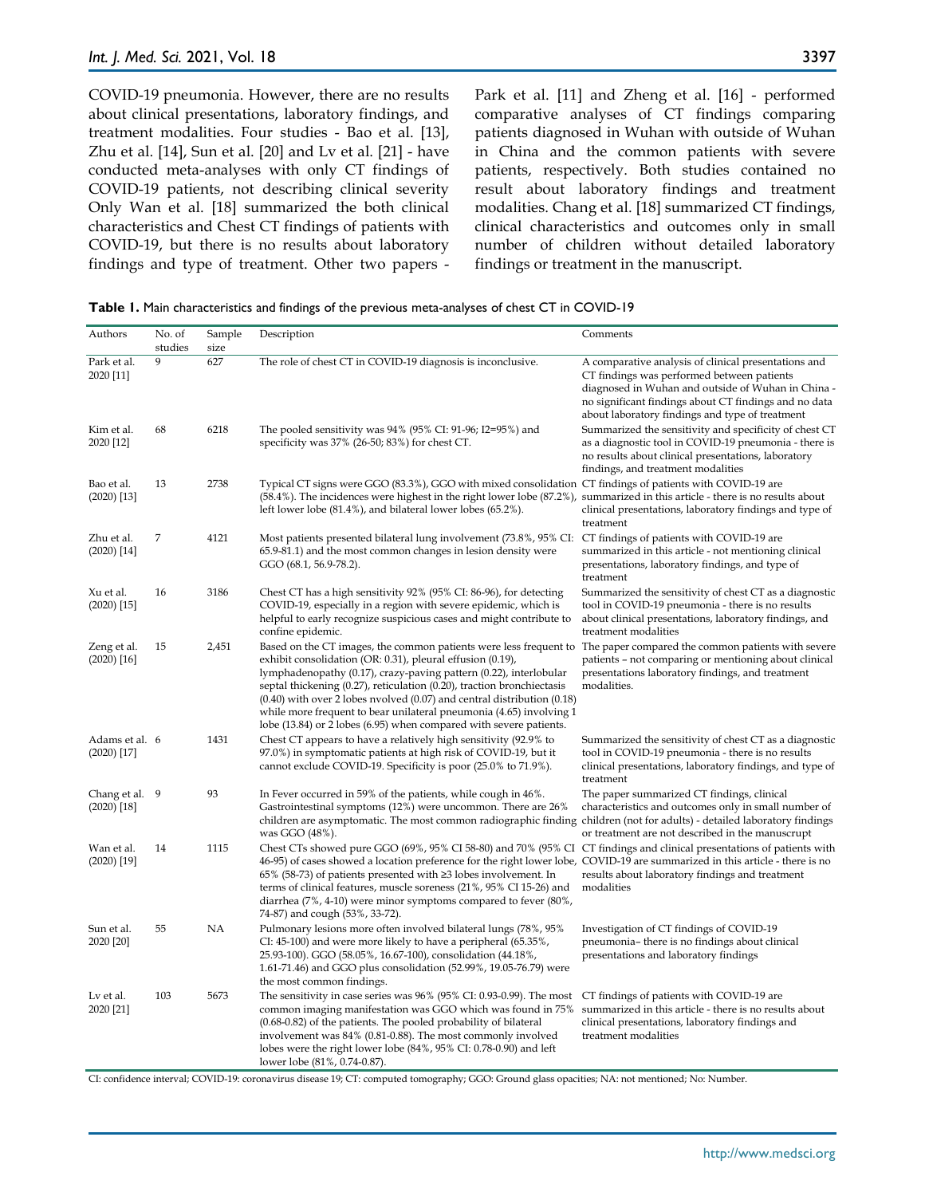COVID-19 pneumonia. However, there are no results about clinical presentations, laboratory findings, and treatment modalities. Four studies - Bao et al. [13], Zhu et al. [14], Sun et al. [20] and Lv et al. [21] - have conducted meta-analyses with only CT findings of COVID-19 patients, not describing clinical severity Only Wan et al. [18] summarized the both clinical characteristics and Chest CT findings of patients with COVID-19, but there is no results about laboratory findings and type of treatment. Other two papers - Park et al. [11] and Zheng et al. [16] - performed comparative analyses of CT findings comparing patients diagnosed in Wuhan with outside of Wuhan in China and the common patients with severe patients, respectively. Both studies contained no result about laboratory findings and treatment modalities. Chang et al. [18] summarized CT findings, clinical characteristics and outcomes only in small number of children without detailed laboratory findings or treatment in the manuscript.

**Table 1.** Main characteristics and findings of the previous meta-analyses of chest CT in COVID-19

| Authors | No. of studies | Sample size | Description | Comments |
|---|---|---|---|---|
| Park et al. 2020 [11] | 9 | 627 | The role of chest CT in COVID-19 diagnosis is inconclusive. | A comparative analysis of clinical presentations and CT findings was performed between patients diagnosed in Wuhan and outside of Wuhan in China - no significant findings about CT findings and no data about laboratory findings and type of treatment |
| Kim et al. 2020 [12] | 68 | 6218 | The pooled sensitivity was 94% (95% CI: 91-96; I2=95%) and specificity was 37% (26-50; 83%) for chest CT. | Summarized the sensitivity and specificity of chest CT as a diagnostic tool in COVID-19 pneumonia - there is no results about clinical presentations, laboratory findings, and treatment modalities |
| Bao et al. (2020) [13] | 13 | 2738 | Typical CT signs were GGO (83.3%), GGO with mixed consolidation (58.4%). The incidences were highest in the right lower lobe (87.2%), left lower lobe (81.4%), and bilateral lower lobes (65.2%). | CT findings of patients with COVID-19 are summarized in this article - there is no results about clinical presentations, laboratory findings and type of treatment |
| Zhu et al. (2020) [14] | 7 | 4121 | Most patients presented bilateral lung involvement (73.8%, 95% CI: 65.9-81.1) and the most common changes in lesion density were GGO (68.1, 56.9-78.2). | CT findings of patients with COVID-19 are summarized in this article - not mentioning clinical presentations, laboratory findings, and type of treatment |
| Xu et al. (2020) [15] | 16 | 3186 | Chest CT has a high sensitivity 92% (95% CI: 86-96), for detecting COVID-19, especially in a region with severe epidemic, which is helpful to early recognize suspicious cases and might contribute to confine epidemic. | Summarized the sensitivity of chest CT as a diagnostic tool in COVID-19 pneumonia - there is no results about clinical presentations, laboratory findings, and treatment modalities |
| Zeng et al. (2020) [16] | 15 | 2,451 | Based on the CT images, the common patients were less frequent to exhibit consolidation (OR: 0.31), pleural effusion (0.19), lymphadenopathy (0.17), crazy-paving pattern (0.22), interlobular septal thickening (0.27), reticulation (0.20), traction bronchiectasis (0.40) with over 2 lobes nvolved (0.07) and central distribution (0.18) while more frequent to bear unilateral pneumonia (4.65) involving 1 lobe (13.84) or 2 lobes (6.95) when compared with severe patients. | The paper compared the common patients with severe patients – not comparing or mentioning about clinical presentations laboratory findings, and treatment modalities. |
| Adams et al. (2020) [17] | 6 | 1431 | Chest CT appears to have a relatively high sensitivity (92.9% to 97.0%) in symptomatic patients at high risk of COVID-19, but it cannot exclude COVID-19. Specificity is poor (25.0% to 71.9%). | Summarized the sensitivity of chest CT as a diagnostic tool in COVID-19 pneumonia - there is no results clinical presentations, laboratory findings, and type of treatment |
| Chang et al. (2020) [18] | 9 | 93 | In Fever occurred in 59% of the patients, while cough in 46%. Gastrointestinal symptoms (12%) were uncommon. There are 26% children are asymptomatic. The most common radiographic finding was GGO (48%). | The paper summarized CT findings, clinical characteristics and outcomes only in small number of children (not for adults) - detailed laboratory findings or treatment are not described in the manuscrupt |
| Wan et al. (2020) [19] | 14 | 1115 | Chest CTs showed pure GGO (69%, 95% CI 58-80) and 70% (95% CI 46-95) of cases showed a location preference for the right lower lobe, 65% (58-73) of patients presented with ≥3 lobes involvement. In terms of clinical features, muscle soreness (21%, 95% CI 15-26) and diarrhea (7%, 4-10) were minor symptoms compared to fever (80%, 74-87) and cough (53%, 33-72). | CT findings and clinical presentations of patients with COVID-19 are summarized in this article - there is no results about laboratory findings and treatment modalities |
| Sun et al. 2020 [20] | 55 | NA | Pulmonary lesions more often involved bilateral lungs (78%, 95% CI: 45-100) and were more likely to have a peripheral (65.35%, 25.93-100). GGO (58.05%, 16.67-100), consolidation (44.18%, 1.61-71.46) and GGO plus consolidation (52.99%, 19.05-76.79) were the most common findings. | Investigation of CT findings of COVID-19 pneumonia– there is no findings about clinical presentations and laboratory findings |
| Lv et al. 2020 [21] | 103 | 5673 | The sensitivity in case series was 96% (95% CI: 0.93-0.99). The most common imaging manifestation was GGO which was found in 75% (0.68-0.82) of the patients. The pooled probability of bilateral involvement was 84% (0.81-0.88). The most commonly involved lobes were the right lower lobe (84%, 95% CI: 0.78-0.90) and left lower lobe (81%, 0.74-0.87). | CT findings of patients with COVID-19 are summarized in this article - there is no results about clinical presentations, laboratory findings and treatment modalities |

CI: confidence interval; COVID-19: coronavirus disease 19; CT: computed tomography; GGO: Ground glass opacities; NA: not mentioned; No: Number.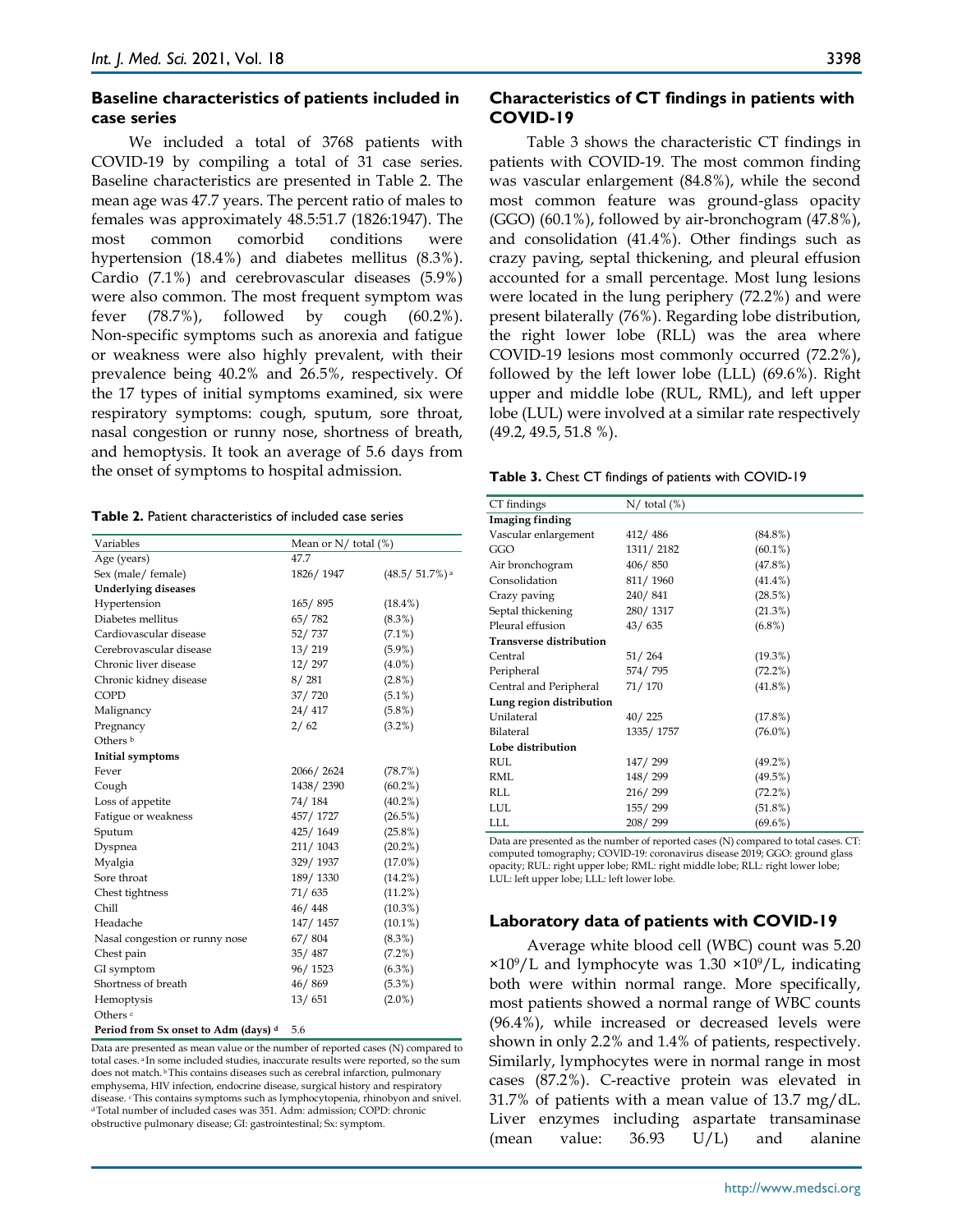### Baseline characteristics of patients included in case series

We included a total of 3768 patients with COVID-19 by compiling a total of 31 case series. Baseline characteristics are presented in Table 2. The mean age was 47.7 years. The percent ratio of males to females was approximately 48.5:51.7 (1826:1947). The most common comorbid conditions were hypertension (18.4%) and diabetes mellitus (8.3%). Cardio (7.1%) and cerebrovascular diseases (5.9%) were also common. The most frequent symptom was fever (78.7%), followed by cough (60.2%). Non-specific symptoms such as anorexia and fatigue or weakness were also highly prevalent, with their prevalence being 40.2% and 26.5%, respectively. Of the 17 types of initial symptoms examined, six were respiratory symptoms: cough, sputum, sore throat, nasal congestion or runny nose, shortness of breath, and hemoptysis. It took an average of 5.6 days from the onset of symptoms to hospital admission.

**Table 2.** Patient characteristics of included case series

| Variables | Mean or N/ total (%) | |
|---|---|---|
| Age (years) | 47.7 | |
| Sex (male/ female) | 1826/ 1947 | (48.5/ 51.7%) [a] |
| **Underlying diseases** | | |
| Hypertension | 165/ 895 | (18.4%) |
| Diabetes mellitus | 65/ 782 | (8.3%) |
| Cardiovascular disease | 52/ 737 | (7.1%) |
| Cerebrovascular disease | 13/ 219 | (5.9%) |
| Chronic liver disease | 12/ 297 | (4.0%) |
| Chronic kidney disease | 8/ 281 | (2.8%) |
| COPD | 37/ 720 | (5.1%) |
| Malignancy | 24/ 417 | (5.8%) |
| Pregnancy | 2/ 62 | (3.2%) |
| Others [b] | | |
| **Initial symptoms** | | |
| Fever | 2066/ 2624 | (78.7%) |
| Cough | 1438/ 2390 | (60.2%) |
| Loss of appetite | 74/ 184 | (40.2%) |
| Fatigue or weakness | 457/ 1727 | (26.5%) |
| Sputum | 425/ 1649 | (25.8%) |
| Dyspnea | 211/ 1043 | (20.2%) |
| Myalgia | 329/ 1937 | (17.0%) |
| Sore throat | 189/ 1330 | (14.2%) |
| Chest tightness | 71/ 635 | (11.2%) |
| Chill | 46/ 448 | (10.3%) |
| Headache | 147/ 1457 | (10.1%) |
| Nasal congestion or runny nose | 67/ 804 | (8.3%) |
| Chest pain | 35/ 487 | (7.2%) |
| GI symptom | 96/ 1523 | (6.3%) |
| Shortness of breath | 46/ 869 | (5.3%) |
| Hemoptysis | 13/ 651 | (2.0%) |
| Others [c] | | |
| **Period from Sx onset to Adm (days) [d]** | 5.6 | |

Data are presented as mean value or the number of reported cases (N) compared to total cases. [a] In some included studies, inaccurate results were reported, so the sum does not match. [b] This contains diseases such as cerebral infarction, pulmonary emphysema, HIV infection, endocrine disease, surgical history and respiratory disease. [c] This contains symptoms such as lymphocytopenia, rhinobyon and snivel. [d] Total number of included cases was 351. Adm: admission; COPD: chronic obstructive pulmonary disease; GI: gastrointestinal; Sx: symptom.

### Characteristics of CT findings in patients with COVID-19

Table 3 shows the characteristic CT findings in patients with COVID-19. The most common finding was vascular enlargement (84.8%), while the second most common feature was ground-glass opacity (GGO) (60.1%), followed by air-bronchogram (47.8%), and consolidation (41.4%). Other findings such as crazy paving, septal thickening, and pleural effusion accounted for a small percentage. Most lung lesions were located in the lung periphery (72.2%) and were present bilaterally (76%). Regarding lobe distribution, the right lower lobe (RLL) was the area where COVID-19 lesions most commonly occurred (72.2%), followed by the left lower lobe (LLL) (69.6%). Right upper and middle lobe (RUL, RML), and left upper lobe (LUL) were involved at a similar rate respectively (49.2, 49.5, 51.8 %).

**Table 3.** Chest CT findings of patients with COVID-19

| CT findings | N/ total (%) | |
|---|---|---|
| **Imaging finding** | | |
| Vascular enlargement | 412/ 486 | (84.8%) |
| GGO | 1311/ 2182 | (60.1%) |
| Air bronchogram | 406/ 850 | (47.8%) |
| Consolidation | 811/ 1960 | (41.4%) |
| Crazy paving | 240/ 841 | (28.5%) |
| Septal thickening | 280/ 1317 | (21.3%) |
| Pleural effusion | 43/ 635 | (6.8%) |
| **Transverse distribution** | | |
| Central | 51/ 264 | (19.3%) |
| Peripheral | 574/ 795 | (72.2%) |
| Central and Peripheral | 71/ 170 | (41.8%) |
| **Lung region distribution** | | |
| Unilateral | 40/ 225 | (17.8%) |
| Bilateral | 1335/ 1757 | (76.0%) |
| **Lobe distribution** | | |
| RUL | 147/ 299 | (49.2%) |
| RML | 148/ 299 | (49.5%) |
| RLL | 216/ 299 | (72.2%) |
| LUL | 155/ 299 | (51.8%) |
| LLL | 208/ 299 | (69.6%) |

Data are presented as the number of reported cases (N) compared to total cases. CT: computed tomography; COVID-19: coronavirus disease 2019; GGO: ground glass opacity; RUL: right upper lobe; RML: right middle lobe; RLL: right lower lobe; LUL: left upper lobe; LLL: left lower lobe.

### Laboratory data of patients with COVID-19

Average white blood cell (WBC) count was 5.20 $\times 10^9$/L and lymphocyte was 1.30 $\times 10^9$/L, indicating both were within normal range. More specifically, most patients showed a normal range of WBC counts (96.4%), while increased or decreased levels were shown in only 2.2% and 1.4% of patients, respectively. Similarly, lymphocytes were in normal range in most cases (87.2%). C-reactive protein was elevated in 31.7% of patients with a mean value of 13.7 mg/dL. Liver enzymes including aspartate transaminase (mean value: 36.93 U/L) and alanine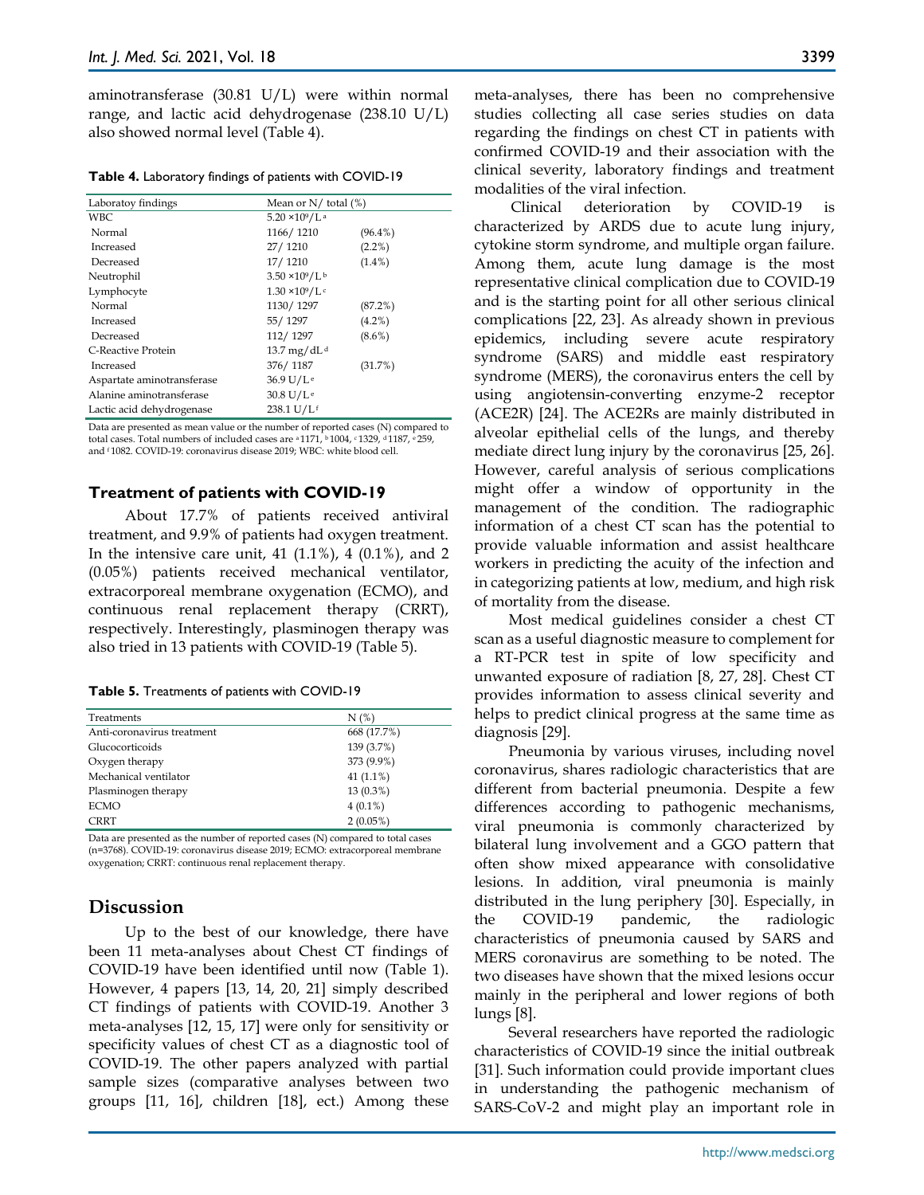aminotransferase (30.81 U/L) were within normal range, and lactic acid dehydrogenase (238.10 U/L) also showed normal level (Table 4).

**Table 4.** Laboratory findings of patients with COVID-19

| Laboratoy findings | Mean or N/ total (%) | |
|---|---|---|
| WBC | $5.20 \times 10^9$/L [a] | |
| Normal | 1166/ 1210 | (96.4%) |
| Increased | 27/ 1210 | (2.2%) |
| Decreased | 17/ 1210 | (1.4%) |
| Neutrophil | $3.50 \times 10^9$/L [b] | |
| Lymphocyte | $1.30 \times 10^9$/L [c] | |
| Normal | 1130/ 1297 | (87.2%) |
| Increased | 55/ 1297 | (4.2%) |
| Decreased | 112/ 1297 | (8.6%) |
| C-Reactive Protein | 13.7 mg/dL [d] | |
| Increased | 376/ 1187 | (31.7%) |
| Aspartate aminotransferase | 36.9 U/L [e] | |
| Alanine aminotransferase | 30.8 U/L [e] | |
| Lactic acid dehydrogenase | 238.1 U/L [f] | |

Data are presented as mean value or the number of reported cases (N) compared to total cases. Total numbers of included cases are [a] 1171, [b] 1004, [c] 1329, [d] 1187, [e] 259, and [f] 1082. COVID-19: coronavirus disease 2019; WBC: white blood cell.

### Treatment of patients with COVID-19

About 17.7% of patients received antiviral treatment, and 9.9% of patients had oxygen treatment. In the intensive care unit, 41 (1.1%), 4 (0.1%), and 2 (0.05%) patients received mechanical ventilator, extracorporeal membrane oxygenation (ECMO), and continuous renal replacement therapy (CRRT), respectively. Interestingly, plasminogen therapy was also tried in 13 patients with COVID-19 (Table 5).

**Table 5.** Treatments of patients with COVID-19

| Treatments | N (%) |
|---|---|
| Anti-coronavirus treatment | 668 (17.7%) |
| Glucocorticoids | 139 (3.7%) |
| Oxygen therapy | 373 (9.9%) |
| Mechanical ventilator | 41 (1.1%) |
| Plasminogen therapy | 13 (0.3%) |
| ECMO | 4 (0.1%) |
| CRRT | 2 (0.05%) |

Data are presented as the number of reported cases (N) compared to total cases (n=3768). COVID-19: coronavirus disease 2019; ECMO: extracorporeal membrane oxygenation; CRRT: continuous renal replacement therapy.

## Discussion

Up to the best of our knowledge, there have been 11 meta-analyses about Chest CT findings of COVID-19 have been identified until now (Table 1). However, 4 papers [13, 14, 20, 21] simply described CT findings of patients with COVID-19. Another 3 meta-analyses [12, 15, 17] were only for sensitivity or specificity values of chest CT as a diagnostic tool of COVID-19. The other papers analyzed with partial sample sizes (comparative analyses between two groups [11, 16], children [18], ect.) Among these meta-analyses, there has been no comprehensive studies collecting all case series studies on data regarding the findings on chest CT in patients with confirmed COVID-19 and their association with the clinical severity, laboratory findings and treatment modalities of the viral infection.

Clinical deterioration by COVID-19 is characterized by ARDS due to acute lung injury, cytokine storm syndrome, and multiple organ failure. Among them, acute lung damage is the most representative clinical complication due to COVID-19 and is the starting point for all other serious clinical complications [22, 23]. As already shown in previous epidemics, including severe acute respiratory syndrome (SARS) and middle east respiratory syndrome (MERS), the coronavirus enters the cell by using angiotensin-converting enzyme-2 receptor (ACE2R) [24]. The ACE2Rs are mainly distributed in alveolar epithelial cells of the lungs, and thereby mediate direct lung injury by the coronavirus [25, 26]. However, careful analysis of serious complications might offer a window of opportunity in the management of the condition. The radiographic information of a chest CT scan has the potential to provide valuable information and assist healthcare workers in predicting the acuity of the infection and in categorizing patients at low, medium, and high risk of mortality from the disease.

Most medical guidelines consider a chest CT scan as a useful diagnostic measure to complement for a RT-PCR test in spite of low specificity and unwanted exposure of radiation [8, 27, 28]. Chest CT provides information to assess clinical severity and helps to predict clinical progress at the same time as diagnosis [29].

Pneumonia by various viruses, including novel coronavirus, shares radiologic characteristics that are different from bacterial pneumonia. Despite a few differences according to pathogenic mechanisms, viral pneumonia is commonly characterized by bilateral lung involvement and a GGO pattern that often show mixed appearance with consolidative lesions. In addition, viral pneumonia is mainly distributed in the lung periphery [30]. Especially, in the COVID-19 pandemic, the radiologic characteristics of pneumonia caused by SARS and MERS coronavirus are something to be noted. The two diseases have shown that the mixed lesions occur mainly in the peripheral and lower regions of both lungs [8].

Several researchers have reported the radiologic characteristics of COVID-19 since the initial outbreak [31]. Such information could provide important clues in understanding the pathogenic mechanism of SARS-CoV-2 and might play an important role in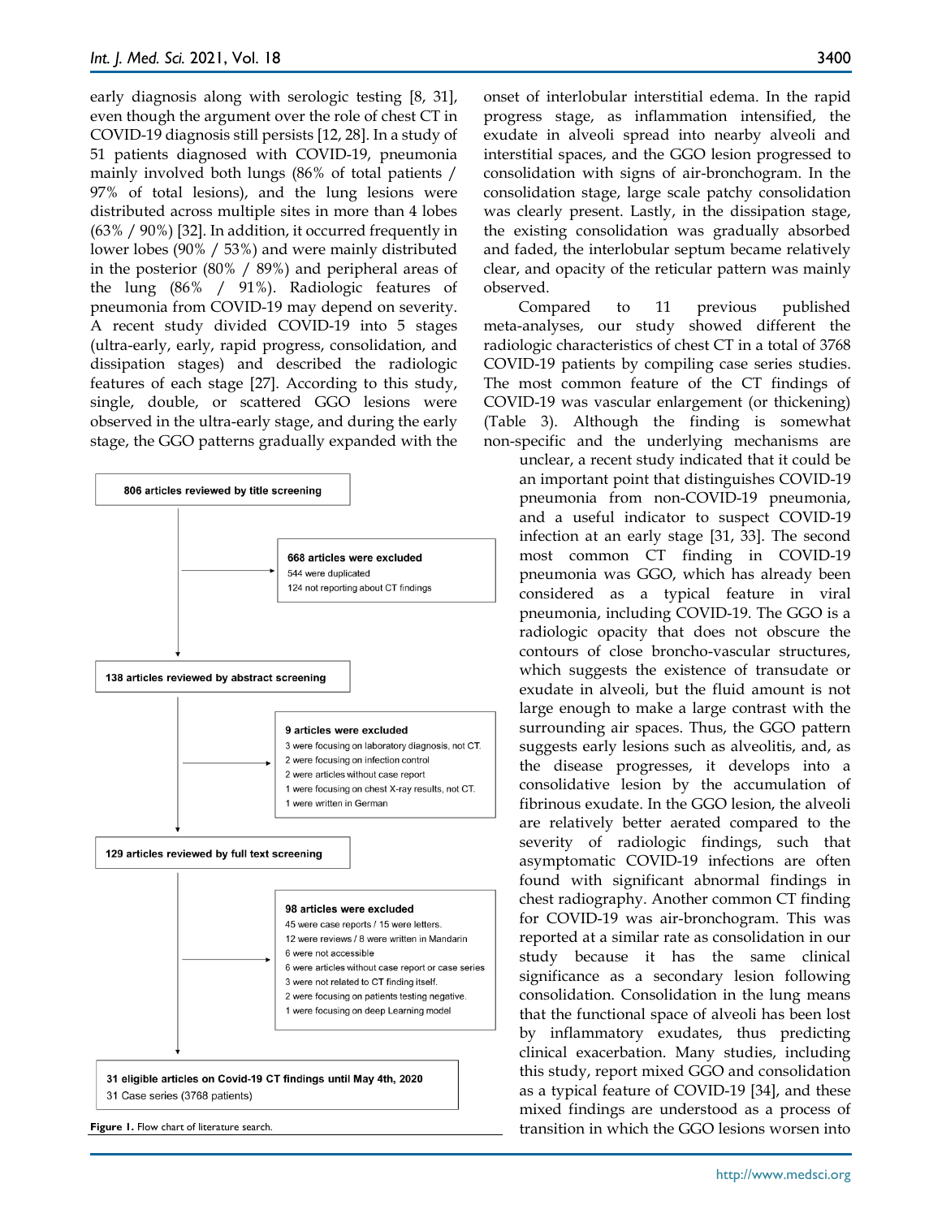early diagnosis along with serologic testing [8, 31], even though the argument over the role of chest CT in COVID-19 diagnosis still persists [12, 28]. In a study of 51 patients diagnosed with COVID-19, pneumonia mainly involved both lungs (86% of total patients / 97% of total lesions), and the lung lesions were distributed across multiple sites in more than 4 lobes (63% / 90%) [32]. In addition, it occurred frequently in lower lobes (90% / 53%) and were mainly distributed in the posterior (80% / 89%) and peripheral areas of the lung (86% / 91%). Radiologic features of pneumonia from COVID-19 may depend on severity. A recent study divided COVID-19 into 5 stages (ultra-early, early, rapid progress, consolidation, and dissipation stages) and described the radiologic features of each stage [27]. According to this study, single, double, or scattered GGO lesions were observed in the ultra-early stage, and during the early stage, the GGO patterns gradually expanded with the onset of interlobular interstitial edema. In the rapid progress stage, as inflammation intensified, the exudate in alveoli spread into nearby alveoli and interstitial spaces, and the GGO lesion progressed to consolidation with signs of air-bronchogram. In the consolidation stage, large scale patchy consolidation was clearly present. Lastly, in the dissipation stage, the existing consolidation was gradually absorbed and faded, the interlobular septum became relatively clear, and opacity of the reticular pattern was mainly observed.

Compared to 11 previous published meta-analyses, our study showed different the radiologic characteristics of chest CT in a total of 3768 COVID-19 patients by compiling case series studies. The most common feature of the CT findings of COVID-19 was vascular enlargement (or thickening) (Table 3). Although the finding is somewhat non-specific and the underlying mechanisms are unclear, a recent study indicated that it could be an important point that distinguishes COVID-19 pneumonia from non-COVID-19 pneumonia, and a useful indicator to suspect COVID-19 infection at an early stage [31, 33]. The second most common CT finding in COVID-19 pneumonia was GGO, which has already been considered as a typical feature in viral pneumonia, including COVID-19. The GGO is a radiologic opacity that does not obscure the contours of close broncho-vascular structures, which suggests the existence of transudate or exudate in alveoli, but the fluid amount is not large enough to make a large contrast with the surrounding air spaces. Thus, the GGO pattern suggests early lesions such as alveolitis, and, as the disease progresses, it develops into a consolidative lesion by the accumulation of fibrinous exudate. In the GGO lesion, the alveoli are relatively better aerated compared to the severity of radiologic findings, such that asymptomatic COVID-19 infections are often found with significant abnormal findings in chest radiography. Another common CT finding for COVID-19 was air-bronchogram. This was reported at a similar rate as consolidation in our study because it has the same clinical significance as a secondary lesion following consolidation. Consolidation in the lung means that the functional space of alveoli has been lost by inflammatory exudates, thus predicting clinical exacerbation. Many studies, including this study, report mixed GGO and consolidation as a typical feature of COVID-19 [34], and these mixed findings are understood as a process of transition in which the GGO lesions worsen into

**806 articles reviewed by title screening**

→ **668 articles were excluded**
- 544 were duplicated
- 124 not reporting about CT findings

**138 articles reviewed by abstract screening**

→ **9 articles were excluded**
- 3 were focusing on laboratory diagnosis, not CT.
- 2 were focusing on infection control
- 2 were articles without case report
- 1 were focusing on chest X-ray results, not CT.
- 1 were written in German

**129 articles reviewed by full text screening**

→ **98 articles were excluded**
- 45 were case reports / 15 were letters.
- 12 were reviews / 8 were written in Mandarin
- 6 were not accessible
- 6 were articles without case report or case series
- 3 were not related to CT finding itself.
- 2 were focusing on patients testing negative.
- 1 were focusing on deep Learning model

**31 eligible articles on Covid-19 CT findings until May 4th, 2020**
31 Case series (3768 patients)

**Figure 1.** Flow chart of literature search.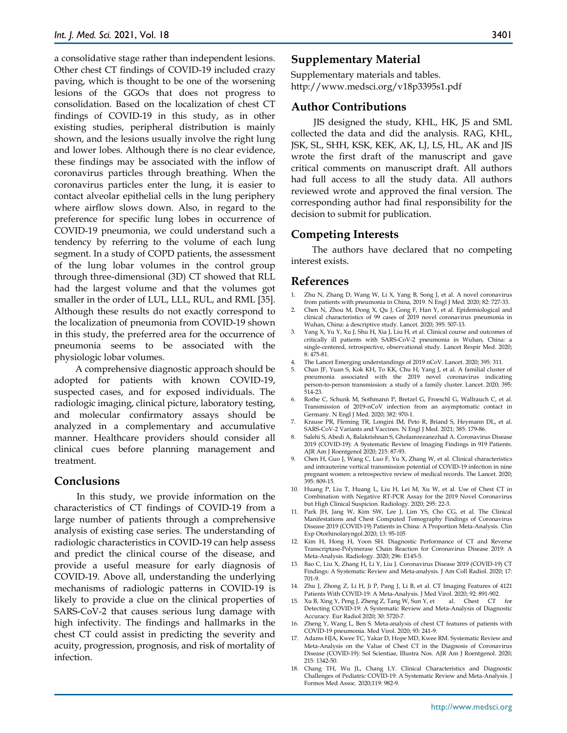a consolidative stage rather than independent lesions. Other chest CT findings of COVID-19 included crazy paving, which is thought to be one of the worsening lesions of the GGOs that does not progress to consolidation. Based on the localization of chest CT findings of COVID-19 in this study, as in other existing studies, peripheral distribution is mainly shown, and the lesions usually involve the right lung and lower lobes. Although there is no clear evidence, these findings may be associated with the inflow of coronavirus particles through breathing. When the coronavirus particles enter the lung, it is easier to contact alveolar epithelial cells in the lung periphery where airflow slows down. Also, in regard to the preference for specific lung lobes in occurrence of COVID-19 pneumonia, we could understand such a tendency by referring to the volume of each lung segment. In a study of COPD patients, the assessment of the lung lobar volumes in the control group through three-dimensional (3D) CT showed that RLL had the largest volume and that the volumes got smaller in the order of LUL, LLL, RUL, and RML [35]. Although these results do not exactly correspond to the localization of pneumonia from COVID-19 shown in this study, the preferred area for the occurrence of pneumonia seems to be associated with the physiologic lobar volumes.

A comprehensive diagnostic approach should be adopted for patients with known COVID-19, suspected cases, and for exposed individuals. The radiologic imaging, clinical picture, laboratory testing, and molecular confirmatory assays should be analyzed in a complementary and accumulative manner. Healthcare providers should consider all clinical cues before planning management and treatment.

## Conclusions

In this study, we provide information on the characteristics of CT findings of COVID-19 from a large number of patients through a comprehensive analysis of existing case series. The understanding of radiologic characteristics in COVID-19 can help assess and predict the clinical course of the disease, and provide a useful measure for early diagnosis of COVID-19. Above all, understanding the underlying mechanisms of radiologic patterns in COVID-19 is likely to provide a clue on the clinical properties of SARS-CoV-2 that causes serious lung damage with high infectivity. The findings and hallmarks in the chest CT could assist in predicting the severity and acuity, progression, prognosis, and risk of mortality of infection.

## Supplementary Material

Supplementary materials and tables.
http://www.medsci.org/v18p3395s1.pdf

## Author Contributions

JIS designed the study, KHL, HK, JS and SML collected the data and did the analysis. RAG, KHL, JSK, SL, SHH, KSK, KEK, AK, LJ, LS, HL, AK and JIS wrote the first draft of the manuscript and gave critical comments on manuscript draft. All authors had full access to all the study data. All authors reviewed wrote and approved the final version. The corresponding author had final responsibility for the decision to submit for publication.

## Competing Interests

The authors have declared that no competing interest exists.

## References

1. Zhu N, Zhang D, Wang W, Li X, Yang B, Song J, et al. A novel coronavirus from patients with pneumonia in China, 2019. N Engl J Med. 2020; 82: 727-33.
2. Chen N, Zhou M, Dong X, Qu J, Gong F, Han Y, et al. Epidemiological and clinical characteristics of 99 cases of 2019 novel coronavirus pneumonia in Wuhan, China: a descriptive study. Lancet. 2020; 395: 507-13.
3. Yang X, Yu Y, Xu J, Shu H, Xia J, Liu H, et al. Clinical course and outcomes of critically ill patients with SARS-CoV-2 pneumonia in Wuhan, China: a single-centered, retrospective, observational study. Lancet Respir Med. 2020; 8: 475-81.
4. The Lancet Emerging understandings of 2019 nCoV. Lancet. 2020; 395: 311.
5. Chan JF, Yuan S, Kok KH, To KK, Chu H, Yang J, et al. A familial cluster of pneumonia associated with the 2019 novel coronavirus indicating person-to-person transmission: a study of a family cluster. Lancet. 2020; 395: 514-23.
6. Rothe C, Schunk M, Sothmann P, Bretzel G, Froeschl G, Wallrauch C, et al. Transmission of 2019-nCoV infection from an asymptomatic contact in Germany. N Engl J Med. 2020; 382: 970-1.
7. Krause PR, Fleming TR, Longini IM, Peto R, Briand S, Heymann DL, et al. SARS-CoV-2 Variants and Vaccines. N Engl J Med. 2021; 385: 179-86.
8. Salehi S, Abedi A, Balakrishnan S, Gholamrezanezhad A. Coronavirus Disease 2019 (COVID-19): A Systematic Review of Imaging Findings in 919 Patients. AJR Am J Roentgenol 2020; 215: 87-93.
9. Chen H, Guo J, Wang C, Luo F, Yu X, Zhang W, et al. Clinical characteristics and intrauterine vertical transmission potential of COVID-19 infection in nine pregnant women: a retrospective review of medical records. The Lancet. 2020; 395: 809-15.
10. Huang P, Liu T, Huang L, Liu H, Lei M, Xu W, et al. Use of Chest CT in Combination with Negative RT-PCR Assay for the 2019 Novel Coronavirus but High Clinical Suspicion. Radiology. 2020; 295: 22-3.
11. Park JH, Jang W, Kim SW, Lee J, Lim YS, Cho CG, et al. The Clinical Manifestations and Chest Computed Tomography Findings of Coronavirus Disease 2019 (COVID-19) Patients in China: A Proportion Meta-Analysis. Clin Exp Otorhinolaryngol.2020; 13: 95-105
12. Kim H, Hong H, Yoon SH. Diagnostic Performance of CT and Reverse Transcriptase-Polymerase Chain Reaction for Coronavirus Disease 2019: A Meta-Analysis. Radiology. 2020; 296: E145-5.
13. Bao C, Liu X, Zhang H, Li Y, Liu J. Coronavirus Disease 2019 (COVID-19) CT Findings: A Systematic Review and Meta-analysis. J Am Coll Radiol. 2020; 17: 701-9.
14. Zhu J, Zhong Z, Li H, Ji P, Pang J, Li B, et al. CT Imaging Features of 4121 Patients With COVID-19: A Meta-Analysis. J Med Virol. 2020; 92: 891-902.
15. Xu B, Xing Y, Peng J, Zheng Z, Tang W, Sun Y, et al. Chest CT for Detecting COVID-19: A Systematic Review and Meta-Analysis of Diagnostic Accuracy. Eur Radiol 2020; 30: 5720-7.
16. Zheng Y, Wang L, Ben S. Meta-analysis of chest CT features of patients with COVID-19 pneumonia. Med Virol. 2020; 93: 241-9.
17. Adams HJA, Kwee TC, Yakar D, Hope MD, Kwee RM. Systematic Review and Meta-Analysis on the Value of Chest CT in the Diagnosis of Coronavirus Disease (COVID-19): Sol Scientiae, Illustra Nos. AJR Am J Roentgenol. 2020; 215: 1342-50.
18. Chang TH, Wu JL, Chang LY. Clinical Characteristics and Diagnostic Challenges of Pediatric COVID-19: A Systematic Review and Meta-Analysis. J Formos Med Assoc. 2020;119: 982-9.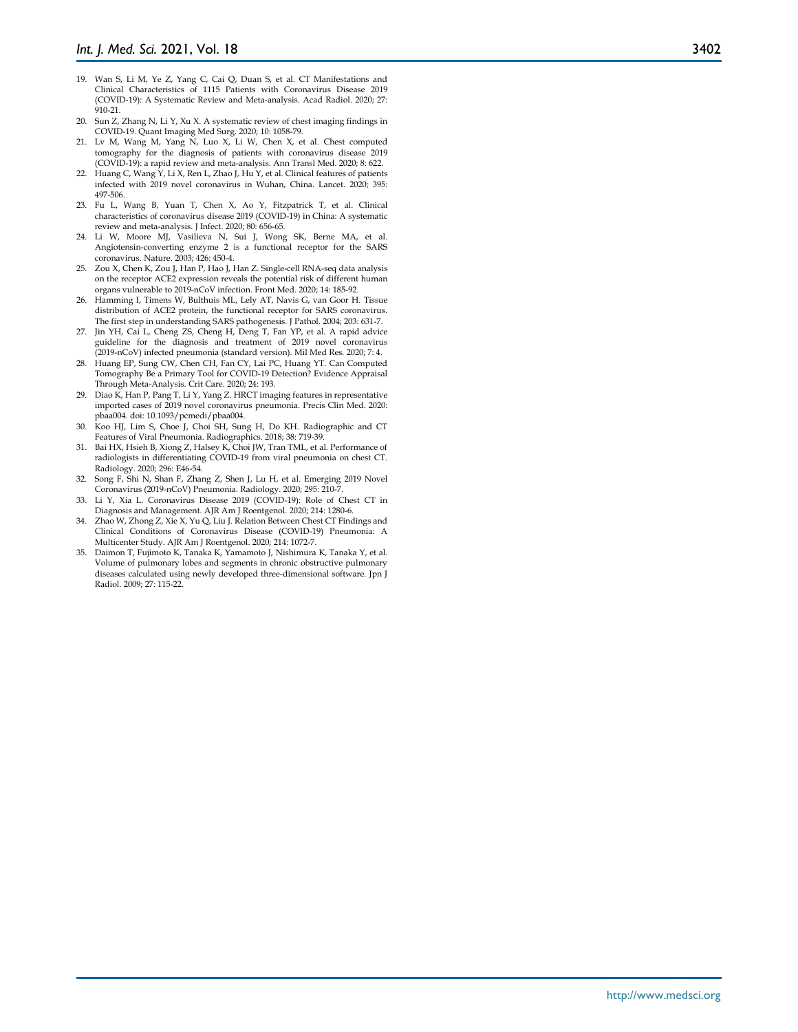19. Wan S, Li M, Ye Z, Yang C, Cai Q, Duan S, et al. CT Manifestations and Clinical Characteristics of 1115 Patients with Coronavirus Disease 2019 (COVID-19): A Systematic Review and Meta-analysis. Acad Radiol. 2020; 27: 910-21.
20. Sun Z, Zhang N, Li Y, Xu X. A systematic review of chest imaging findings in COVID-19. Quant Imaging Med Surg. 2020; 10: 1058-79.
21. Lv M, Wang M, Yang N, Luo X, Li W, Chen X, et al. Chest computed tomography for the diagnosis of patients with coronavirus disease 2019 (COVID-19): a rapid review and meta-analysis. Ann Transl Med. 2020; 8: 622.
22. Huang C, Wang Y, Li X, Ren L, Zhao J, Hu Y, et al. Clinical features of patients infected with 2019 novel coronavirus in Wuhan, China. Lancet. 2020; 395: 497-506.
23. Fu L, Wang B, Yuan T, Chen X, Ao Y, Fitzpatrick T, et al. Clinical characteristics of coronavirus disease 2019 (COVID-19) in China: A systematic review and meta-analysis. J Infect. 2020; 80: 656-65.
24. Li W, Moore MJ, Vasilieva N, Sui J, Wong SK, Berne MA, et al. Angiotensin-converting enzyme 2 is a functional receptor for the SARS coronavirus. Nature. 2003; 426: 450-4.
25. Zou X, Chen K, Zou J, Han P, Hao J, Han Z. Single-cell RNA-seq data analysis on the receptor ACE2 expression reveals the potential risk of different human organs vulnerable to 2019-nCoV infection. Front Med. 2020; 14: 185-92.
26. Hamming I, Timens W, Bulthuis ML, Lely AT, Navis G, van Goor H. Tissue distribution of ACE2 protein, the functional receptor for SARS coronavirus. The first step in understanding SARS pathogenesis. J Pathol. 2004; 203: 631-7.
27. Jin YH, Cai L, Cheng ZS, Cheng H, Deng T, Fan YP, et al. A rapid advice guideline for the diagnosis and treatment of 2019 novel coronavirus (2019-nCoV) infected pneumonia (standard version). Mil Med Res. 2020; 7: 4.
28. Huang EP, Sung CW, Chen CH, Fan CY, Lai PC, Huang YT. Can Computed Tomography Be a Primary Tool for COVID-19 Detection? Evidence Appraisal Through Meta-Analysis. Crit Care. 2020; 24: 193.
29. Diao K, Han P, Pang T, Li Y, Yang Z. HRCT imaging features in representative imported cases of 2019 novel coronavirus pneumonia. Precis Clin Med. 2020: pbaa004. doi: 10.1093/pcmedi/pbaa004.
30. Koo HJ, Lim S, Choe J, Choi SH, Sung H, Do KH. Radiographic and CT Features of Viral Pneumonia. Radiographics. 2018; 38: 719-39.
31. Bai HX, Hsieh B, Xiong Z, Halsey K, Choi JW, Tran TML, et al. Performance of radiologists in differentiating COVID-19 from viral pneumonia on chest CT. Radiology. 2020; 296: E46-54.
32. Song F, Shi N, Shan F, Zhang Z, Shen J, Lu H, et al. Emerging 2019 Novel Coronavirus (2019-nCoV) Pneumonia. Radiology. 2020; 295: 210-7.
33. Li Y, Xia L. Coronavirus Disease 2019 (COVID-19): Role of Chest CT in Diagnosis and Management. AJR Am J Roentgenol. 2020; 214: 1280-6.
34. Zhao W, Zhong Z, Xie X, Yu Q, Liu J. Relation Between Chest CT Findings and Clinical Conditions of Coronavirus Disease (COVID-19) Pneumonia: A Multicenter Study. AJR Am J Roentgenol. 2020; 214: 1072-7.
35. Daimon T, Fujimoto K, Tanaka K, Yamamoto J, Nishimura K, Tanaka Y, et al. Volume of pulmonary lobes and segments in chronic obstructive pulmonary diseases calculated using newly developed three-dimensional software. Jpn J Radiol. 2009; 27: 115-22.